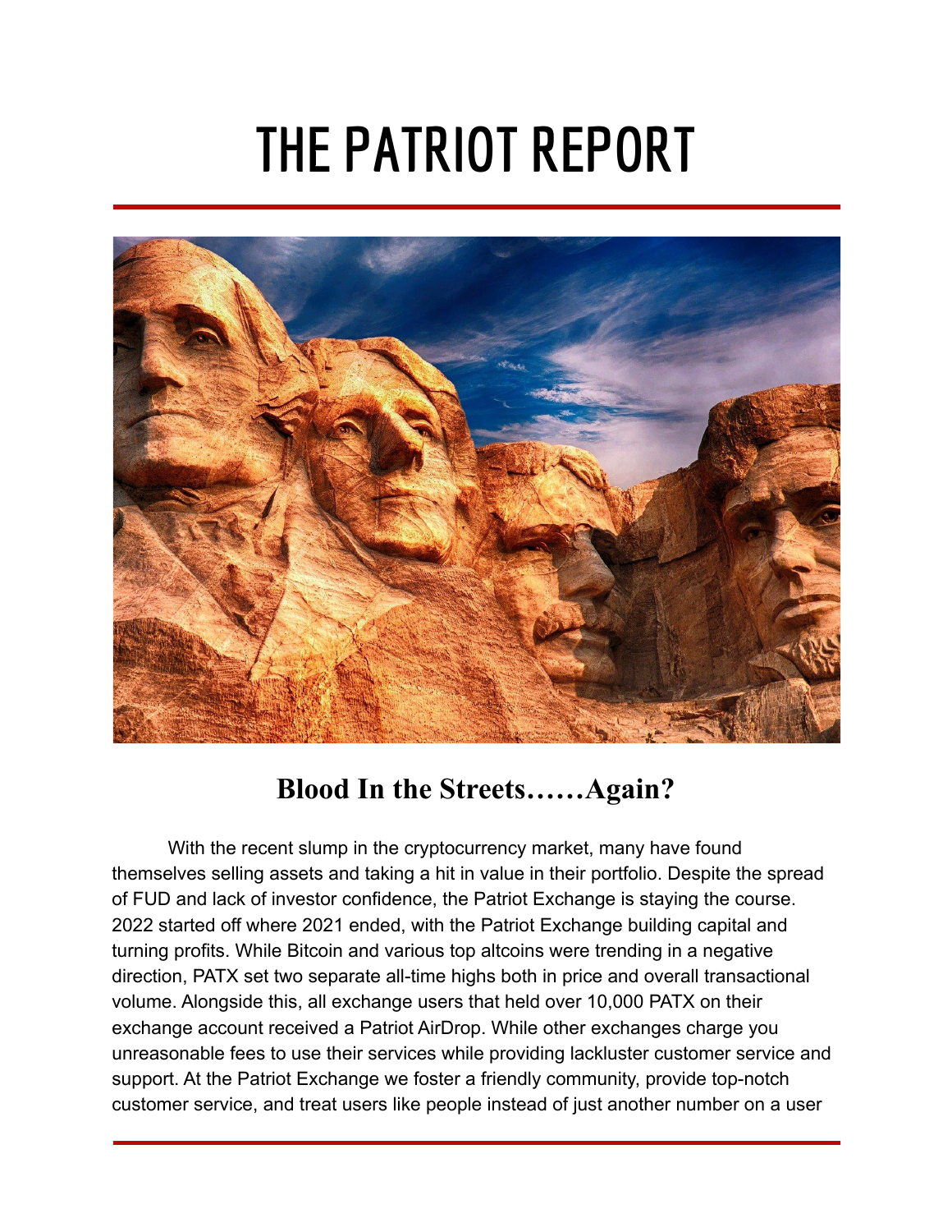# THE PATRIOT REPORT

## Blood In the Streets……Again?

With the recent slump in the cryptocurrency market, many have found themselves selling assets and taking a hit in value in their portfolio. Despite the spread of FUD and lack of investor confidence, the Patriot Exchange is staying the course. 2022 started off where 2021 ended, with the Patriot Exchange building capital and turning profits. While Bitcoin and various top altcoins were trending in a negative direction, PATX set two separate all-time highs both in price and overall transactional volume. Alongside this, all exchange users that held over 10,000 PATX on their exchange account received a Patriot AirDrop. While other exchanges charge you unreasonable fees to use their services while providing lackluster customer service and support. At the Patriot Exchange we foster a friendly community, provide top-notch customer service, and treat users like people instead of just another number on a user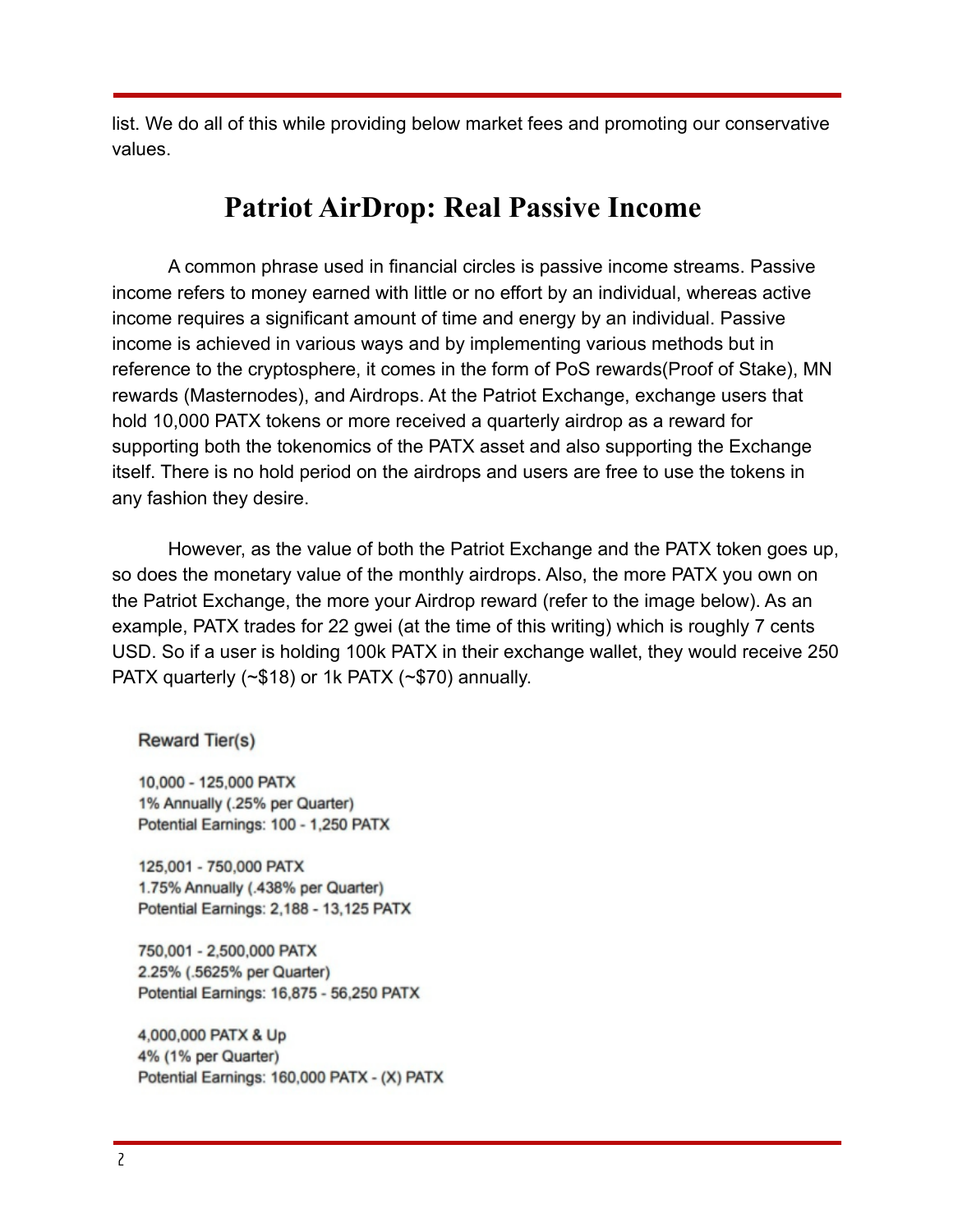list. We do all of this while providing below market fees and promoting our conservative values.

## Patriot AirDrop: Real Passive Income

A common phrase used in financial circles is passive income streams. Passive income refers to money earned with little or no effort by an individual, whereas active income requires a significant amount of time and energy by an individual. Passive income is achieved in various ways and by implementing various methods but in reference to the cryptosphere, it comes in the form of PoS rewards(Proof of Stake), MN rewards (Masternodes), and Airdrops. At the Patriot Exchange, exchange users that hold 10,000 PATX tokens or more received a quarterly airdrop as a reward for supporting both the tokenomics of the PATX asset and also supporting the Exchange itself. There is no hold period on the airdrops and users are free to use the tokens in any fashion they desire.

However, as the value of both the Patriot Exchange and the PATX token goes up, so does the monetary value of the monthly airdrops. Also, the more PATX you own on the Patriot Exchange, the more your Airdrop reward (refer to the image below). As an example, PATX trades for 22 gwei (at the time of this writing) which is roughly 7 cents USD. So if a user is holding 100k PATX in their exchange wallet, they would receive 250 PATX quarterly (~$18) or 1k PATX (~$70) annually.

Reward Tier(s)

10,000 - 125,000 PATX
1% Annually (.25% per Quarter)
Potential Earnings: 100 - 1,250 PATX

125,001 - 750,000 PATX
1.75% Annually (.438% per Quarter)
Potential Earnings: 2,188 - 13,125 PATX

750,001 - 2,500,000 PATX
2.25% (.5625% per Quarter)
Potential Earnings: 16,875 - 56,250 PATX

4,000,000 PATX & Up
4% (1% per Quarter)
Potential Earnings: 160,000 PATX - (X) PATX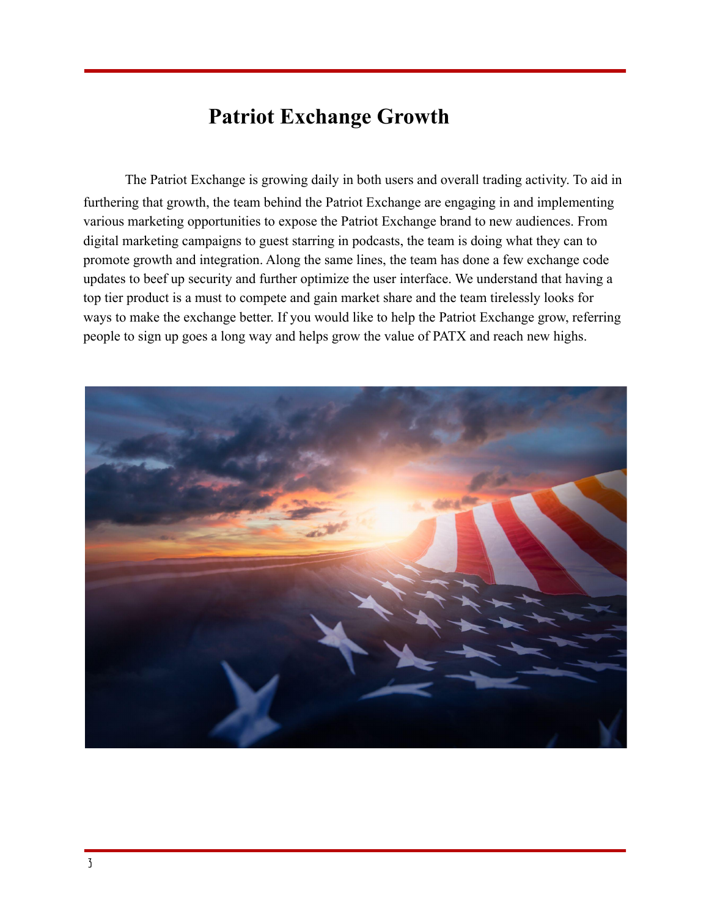# Patriot Exchange Growth

The Patriot Exchange is growing daily in both users and overall trading activity. To aid in furthering that growth, the team behind the Patriot Exchange are engaging in and implementing various marketing opportunities to expose the Patriot Exchange brand to new audiences. From digital marketing campaigns to guest starring in podcasts, the team is doing what they can to promote growth and integration. Along the same lines, the team has done a few exchange code updates to beef up security and further optimize the user interface. We understand that having a top tier product is a must to compete and gain market share and the team tirelessly looks for ways to make the exchange better. If you would like to help the Patriot Exchange grow, referring people to sign up goes a long way and helps grow the value of PATX and reach new highs.